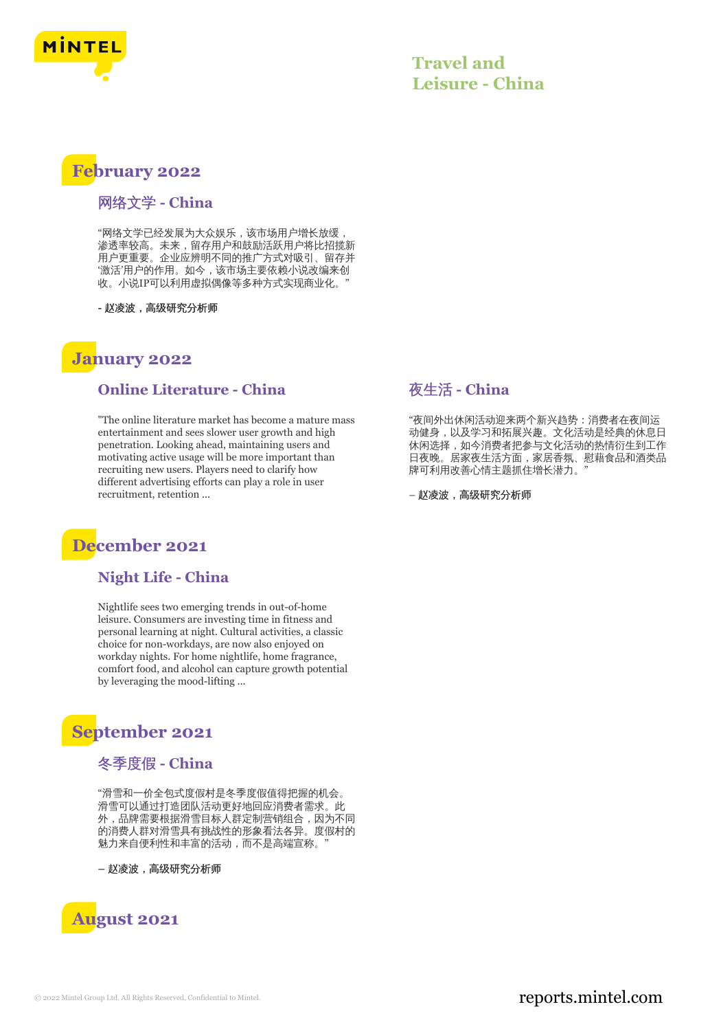# Travel and Leisure - China

## February 2022

### 网络文学 - China

“网络文学已经发展为大众娱乐，该市场用户增长放缓，渗透率较高。未来，留存用户和鼓励活跃用户将比招揽新用户更重要。企业应辨明不同的推广方式对吸引、留存并‘激活’用户的作用。如今，该市场主要依赖小说改编来创收。小说IP可以利用虚拟偶像等多种方式实现商业化。”

**- 赵凌波，高级研究分析师**

## January 2022

### Online Literature - China

"The online literature market has become a mature mass entertainment and sees slower user growth and high penetration. Looking ahead, maintaining users and motivating active usage will be more important than recruiting new users. Players need to clarify how different advertising efforts can play a role in user recruitment, retention ...

### 夜生活 - China

“夜间外出休闲活动迎来两个新兴趋势：消费者在夜间运动健身，以及学习和拓展兴趣。文化活动是经典的休息日休闲选择，如今消费者把参与文化活动的热情衍生到工作日夜晚。居家夜生活方面，家居香氛、慰藉食品和酒类品牌可利用改善心情主题抓住增长潜力。”

**– 赵凌波，高级研究分析师**

## December 2021

### Night Life - China

Nightlife sees two emerging trends in out-of-home leisure. Consumers are investing time in fitness and personal learning at night. Cultural activities, a classic choice for non-workdays, are now also enjoyed on workday nights. For home nightlife, home fragrance, comfort food, and alcohol can capture growth potential by leveraging the mood-lifting ...

## September 2021

### 冬季度假 - China

“滑雪和一价全包式度假村是冬季度假值得把握的机会。滑雪可以通过打造团队活动更好地回应消费者需求。此外，品牌需要根据滑雪目标人群定制营销组合，因为不同的消费人群对滑雪具有挑战性的形象看法各异。度假村的魅力来自便利性和丰富的活动，而不是高端宣称。”

**– 赵凌波，高级研究分析师**

## August 2021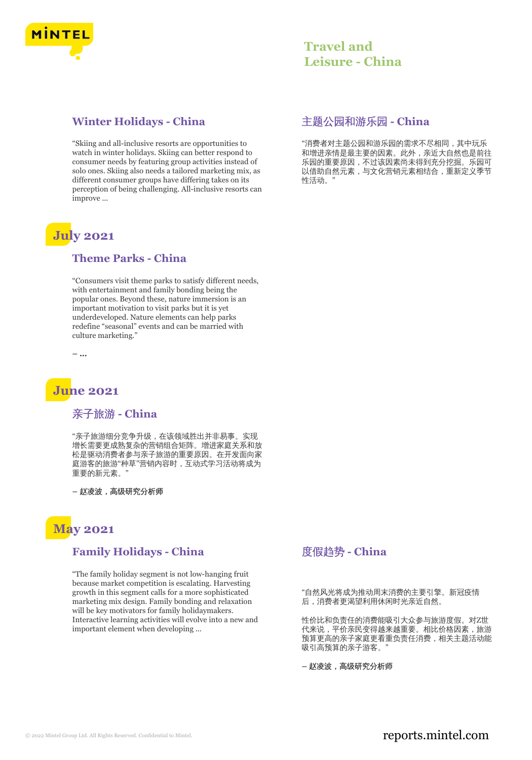### Winter Holidays - China

"Skiing and all-inclusive resorts are opportunities to watch in winter holidays. Skiing can better respond to consumer needs by featuring group activities instead of solo ones. Skiing also needs a tailored marketing mix, as different consumer groups have differing takes on its perception of being challenging. All-inclusive resorts can improve ...

### 主题公园和游乐园 - China

"消费者对主题公园和游乐园的需求不尽相同，其中玩乐和增进亲情是最主要的因素。此外，亲近大自然也是前往乐园的重要原因，不过该因素尚未得到充分挖掘。乐园可以借助自然元素，与文化营销元素相结合，重新定义季节性活动。"

## July 2021

### Theme Parks - China

"Consumers visit theme parks to satisfy different needs, with entertainment and family bonding being the popular ones. Beyond these, nature immersion is an important motivation to visit parks but it is yet underdeveloped. Nature elements can help parks redefine "seasonal" events and can be married with culture marketing."

– ...

## June 2021

### 亲子旅游 - China

"亲子旅游细分竞争升级，在该领域胜出并非易事。实现增长需要更成熟复杂的营销组合矩阵。增进家庭关系和放松是驱动消费者参与亲子旅游的重要原因。在开发面向家庭游客的旅游"种草"营销内容时，互动式学习活动将成为重要的新元素。"

– 赵凌波，高级研究分析师

## May 2021

### Family Holidays - China

"The family holiday segment is not low-hanging fruit because market competition is escalating. Harvesting growth in this segment calls for a more sophisticated marketing mix design. Family bonding and relaxation will be key motivators for family holidaymakers. Interactive learning activities will evolve into a new and important element when developing ...

### 度假趋势 - China

"自然风光将成为推动周末消费的主要引擎。新冠疫情后，消费者更渴望利用休闲时光亲近自然。

性价比和负责任的消费能吸引大众参与旅游度假。对Z世代来说，平价亲民变得越来越重要。相比价格因素，旅游预算更高的亲子家庭更看重负责任消费，相关主题活动能吸引高预算的亲子游客。"

– 赵凌波，高级研究分析师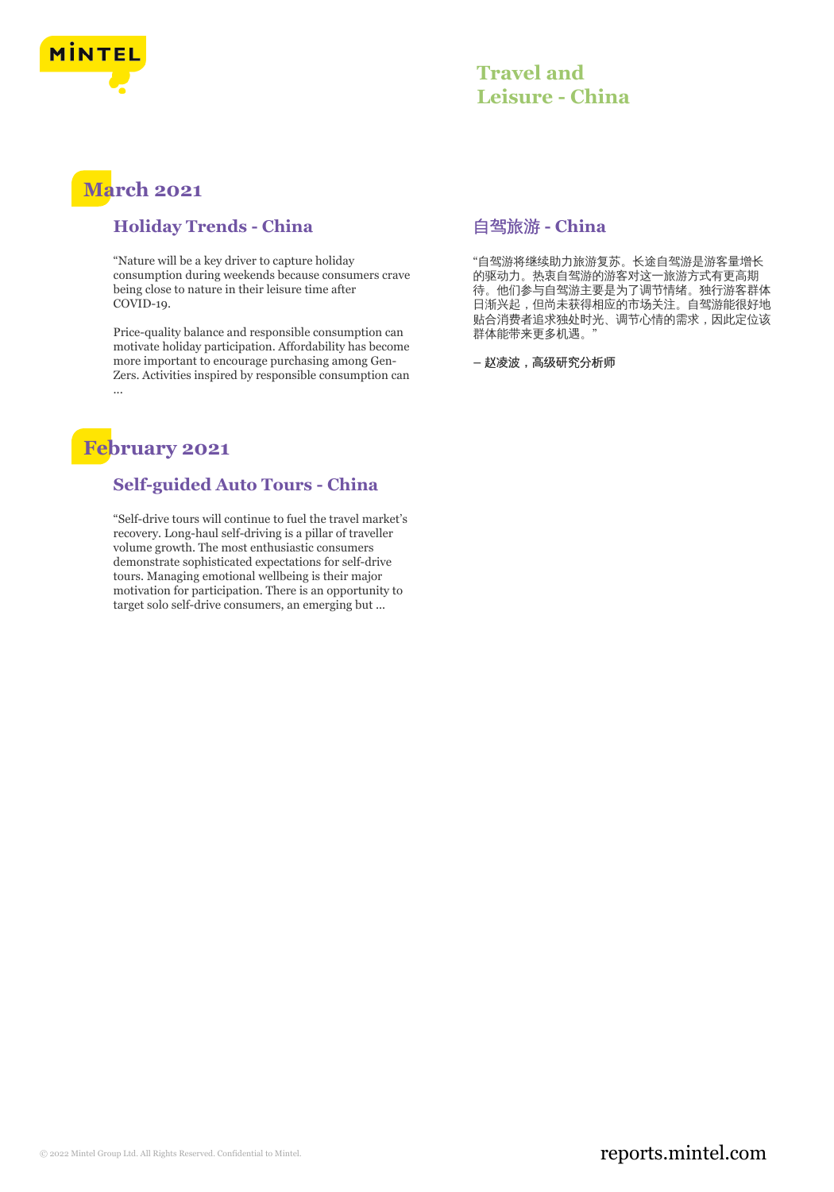## March 2021

### Holiday Trends - China

"Nature will be a key driver to capture holiday consumption during weekends because consumers crave being close to nature in their leisure time after COVID-19.

Price-quality balance and responsible consumption can motivate holiday participation. Affordability has become more important to encourage purchasing among Gen-Zers. Activities inspired by responsible consumption can ...

### 自驾旅游 - China

"自驾游将继续助力旅游复苏。长途自驾游是游客量增长的驱动力。热衷自驾游的游客对这一旅游方式有更高期待。他们参与自驾游主要是为了调节情绪。独行游客群体日渐兴起，但尚未获得相应的市场关注。自驾游能很好地贴合消费者追求独处时光、调节心情的需求，因此定位该群体能带来更多机遇。"

– 赵凌波，高级研究分析师

## February 2021

### Self-guided Auto Tours - China

"Self-drive tours will continue to fuel the travel market's recovery. Long-haul self-driving is a pillar of traveller volume growth. The most enthusiastic consumers demonstrate sophisticated expectations for self-drive tours. Managing emotional wellbeing is their major motivation for participation. There is an opportunity to target solo self-drive consumers, an emerging but ...